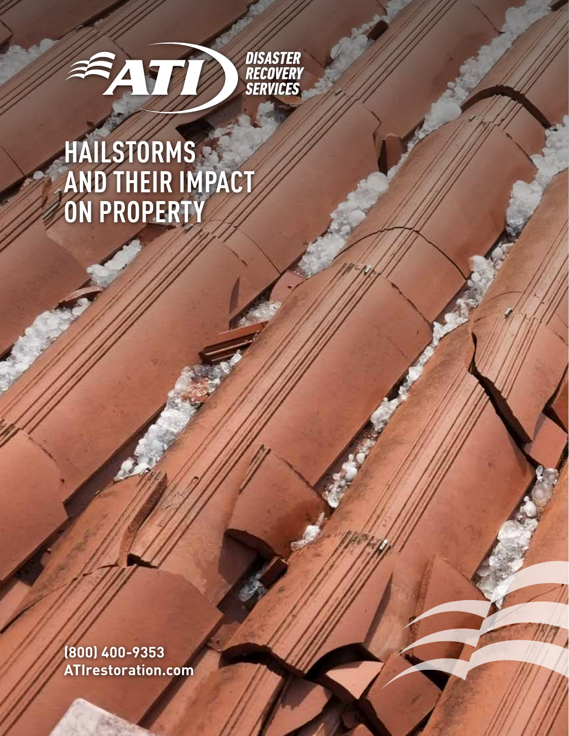ATI DISASTER RECOVERY SERVICES

# HAILSTORMS AND THEIR IMPACT ON PROPERTY

**(800) 400-9353**
**ATIrestoration.com**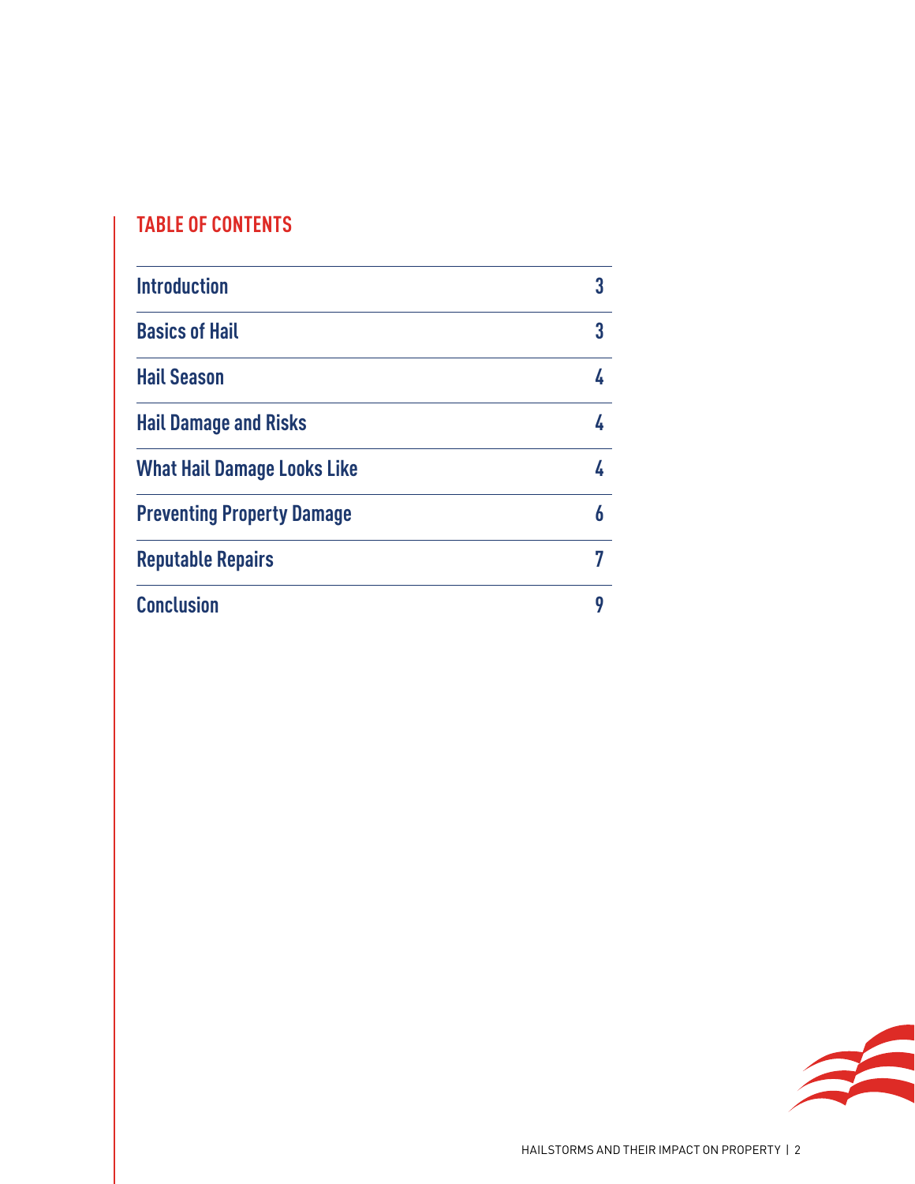## TABLE OF CONTENTS

| | |
|---|---|
| Introduction | 3 |
| Basics of Hail | 3 |
| Hail Season | 4 |
| Hail Damage and Risks | 4 |
| What Hail Damage Looks Like | 4 |
| Preventing Property Damage | 6 |
| Reputable Repairs | 7 |
| Conclusion | 9 |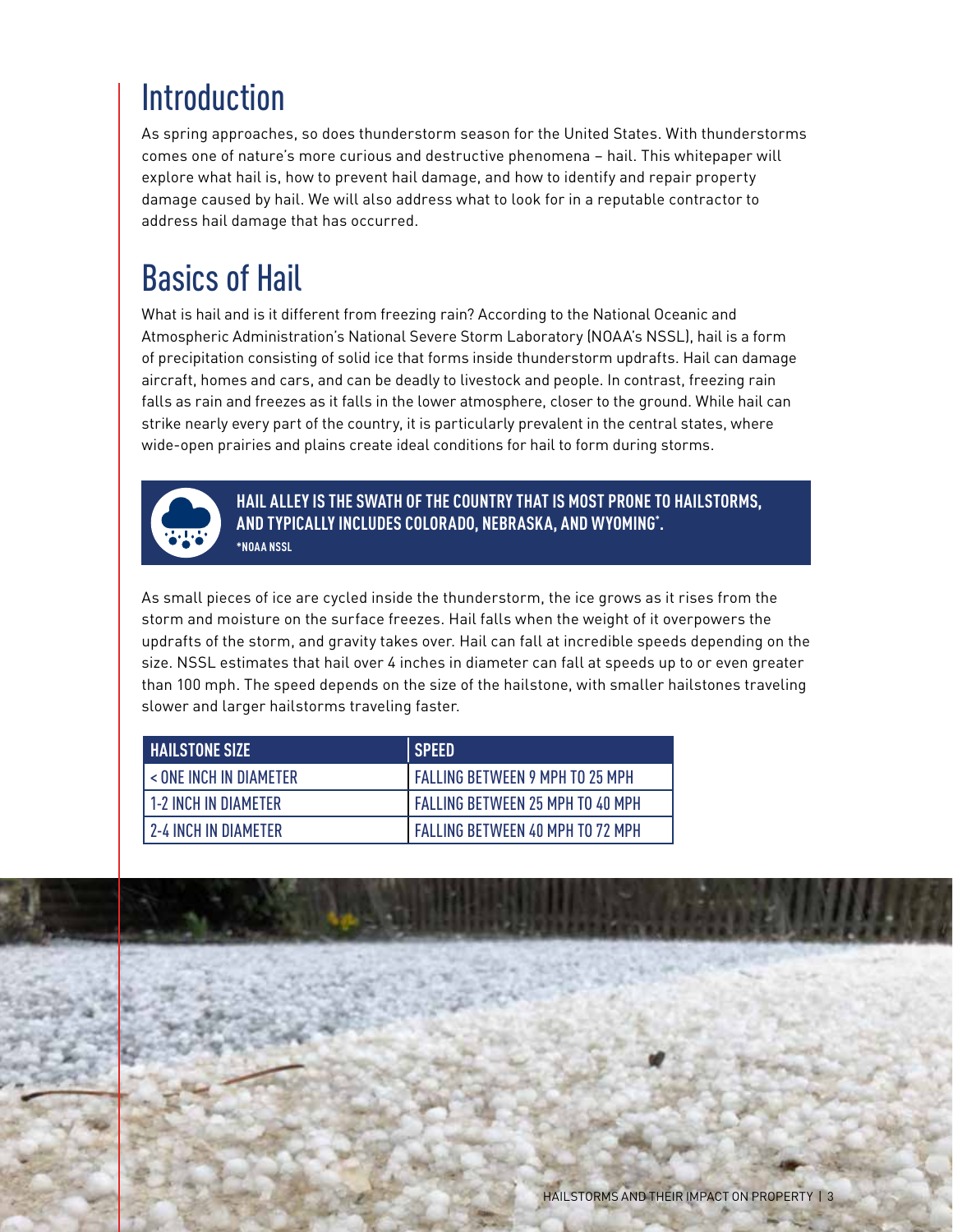# Introduction

As spring approaches, so does thunderstorm season for the United States. With thunderstorms comes one of nature's more curious and destructive phenomena – hail. This whitepaper will explore what hail is, how to prevent hail damage, and how to identify and repair property damage caused by hail. We will also address what to look for in a reputable contractor to address hail damage that has occurred.

# Basics of Hail

What is hail and is it different from freezing rain? According to the National Oceanic and Atmospheric Administration's National Severe Storm Laboratory (NOAA's NSSL), hail is a form of precipitation consisting of solid ice that forms inside thunderstorm updrafts. Hail can damage aircraft, homes and cars, and can be deadly to livestock and people. In contrast, freezing rain falls as rain and freezes as it falls in the lower atmosphere, closer to the ground. While hail can strike nearly every part of the country, it is particularly prevalent in the central states, where wide-open prairies and plains create ideal conditions for hail to form during storms.

**HAIL ALLEY IS THE SWATH OF THE COUNTRY THAT IS MOST PRONE TO HAILSTORMS, AND TYPICALLY INCLUDES COLORADO, NEBRASKA, AND WYOMING*.**
**\*NOAA NSSL**

As small pieces of ice are cycled inside the thunderstorm, the ice grows as it rises from the storm and moisture on the surface freezes. Hail falls when the weight of it overpowers the updrafts of the storm, and gravity takes over. Hail can fall at incredible speeds depending on the size. NSSL estimates that hail over 4 inches in diameter can fall at speeds up to or even greater than 100 mph. The speed depends on the size of the hailstone, with smaller hailstones traveling slower and larger hailstorms traveling faster.

| HAILSTONE SIZE | SPEED |
|---|---|
| < ONE INCH IN DIAMETER | FALLING BETWEEN 9 MPH TO 25 MPH |
| 1-2 INCH IN DIAMETER | FALLING BETWEEN 25 MPH TO 40 MPH |
| 2-4 INCH IN DIAMETER | FALLING BETWEEN 40 MPH TO 72 MPH |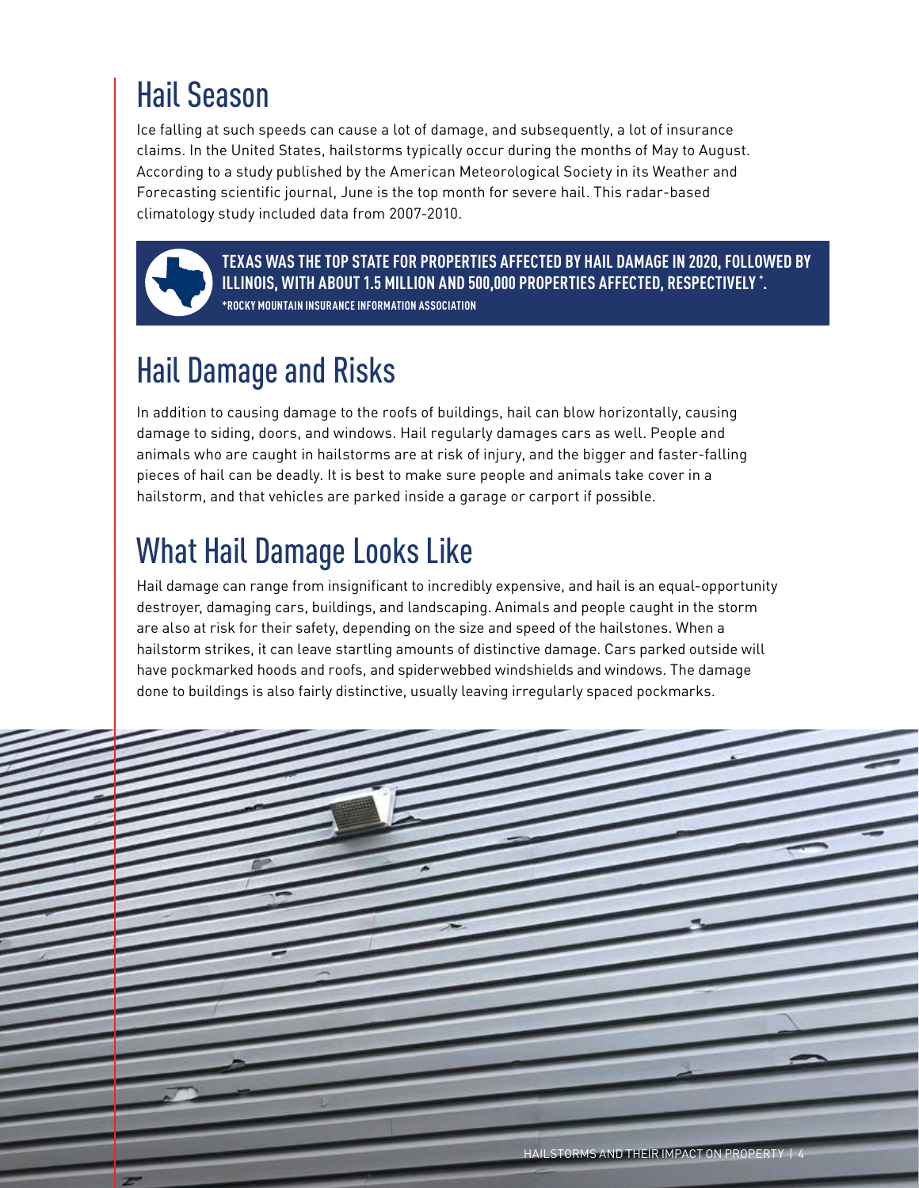## Hail Season

Ice falling at such speeds can cause a lot of damage, and subsequently, a lot of insurance claims. In the United States, hailstorms typically occur during the months of May to August. According to a study published by the American Meteorological Society in its Weather and Forecasting scientific journal, June is the top month for severe hail. This radar-based climatology study included data from 2007-2010.

**TEXAS WAS THE TOP STATE FOR PROPERTIES AFFECTED BY HAIL DAMAGE IN 2020, FOLLOWED BY ILLINOIS, WITH ABOUT 1.5 MILLION AND 500,000 PROPERTIES AFFECTED, RESPECTIVELY*.**

**\*ROCKY MOUNTAIN INSURANCE INFORMATION ASSOCIATION**

## Hail Damage and Risks

In addition to causing damage to the roofs of buildings, hail can blow horizontally, causing damage to siding, doors, and windows. Hail regularly damages cars as well. People and animals who are caught in hailstorms are at risk of injury, and the bigger and faster-falling pieces of hail can be deadly. It is best to make sure people and animals take cover in a hailstorm, and that vehicles are parked inside a garage or carport if possible.

## What Hail Damage Looks Like

Hail damage can range from insignificant to incredibly expensive, and hail is an equal-opportunity destroyer, damaging cars, buildings, and landscaping. Animals and people caught in the storm are also at risk for their safety, depending on the size and speed of the hailstones. When a hailstorm strikes, it can leave startling amounts of distinctive damage. Cars parked outside will have pockmarked hoods and roofs, and spiderwebbed windshields and windows. The damage done to buildings is also fairly distinctive, usually leaving irregularly spaced pockmarks.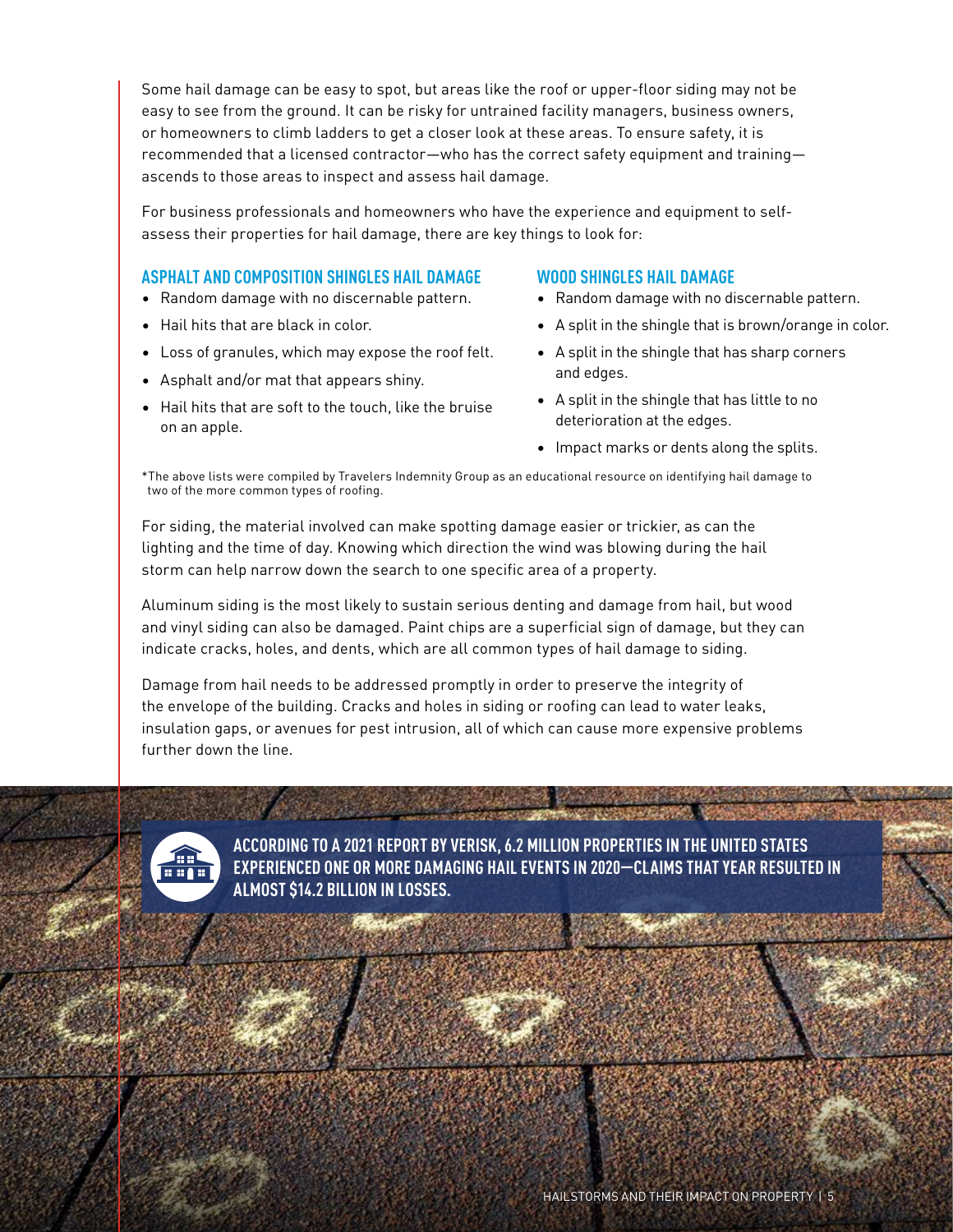Some hail damage can be easy to spot, but areas like the roof or upper-floor siding may not be easy to see from the ground. It can be risky for untrained facility managers, business owners, or homeowners to climb ladders to get a closer look at these areas. To ensure safety, it is recommended that a licensed contractor—who has the correct safety equipment and training—ascends to those areas to inspect and assess hail damage.

For business professionals and homeowners who have the experience and equipment to self-assess their properties for hail damage, there are key things to look for:

### ASPHALT AND COMPOSITION SHINGLES HAIL DAMAGE

- Random damage with no discernable pattern.
- Hail hits that are black in color.
- Loss of granules, which may expose the roof felt.
- Asphalt and/or mat that appears shiny.
- Hail hits that are soft to the touch, like the bruise on an apple.

### WOOD SHINGLES HAIL DAMAGE

- Random damage with no discernable pattern.
- A split in the shingle that is brown/orange in color.
- A split in the shingle that has sharp corners and edges.
- A split in the shingle that has little to no deterioration at the edges.
- Impact marks or dents along the splits.

*The above lists were compiled by Travelers Indemnity Group as an educational resource on identifying hail damage to two of the more common types of roofing.

For siding, the material involved can make spotting damage easier or trickier, as can the lighting and the time of day. Knowing which direction the wind was blowing during the hail storm can help narrow down the search to one specific area of a property.

Aluminum siding is the most likely to sustain serious denting and damage from hail, but wood and vinyl siding can also be damaged. Paint chips are a superficial sign of damage, but they can indicate cracks, holes, and dents, which are all common types of hail damage to siding.

Damage from hail needs to be addressed promptly in order to preserve the integrity of the envelope of the building. Cracks and holes in siding or roofing can lead to water leaks, insulation gaps, or avenues for pest intrusion, all of which can cause more expensive problems further down the line.

**ACCORDING TO A 2021 REPORT BY VERISK, 6.2 MILLION PROPERTIES IN THE UNITED STATES EXPERIENCED ONE OR MORE DAMAGING HAIL EVENTS IN 2020—CLAIMS THAT YEAR RESULTED IN ALMOST $14.2 BILLION IN LOSSES.**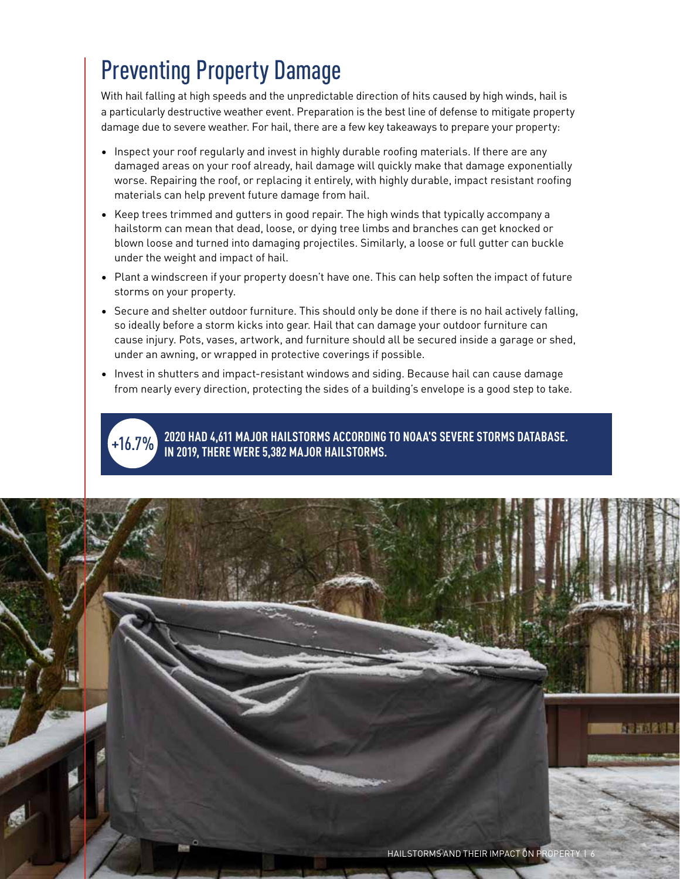# Preventing Property Damage

With hail falling at high speeds and the unpredictable direction of hits caused by high winds, hail is a particularly destructive weather event. Preparation is the best line of defense to mitigate property damage due to severe weather. For hail, there are a few key takeaways to prepare your property:

- Inspect your roof regularly and invest in highly durable roofing materials. If there are any damaged areas on your roof already, hail damage will quickly make that damage exponentially worse. Repairing the roof, or replacing it entirely, with highly durable, impact resistant roofing materials can help prevent future damage from hail.
- Keep trees trimmed and gutters in good repair. The high winds that typically accompany a hailstorm can mean that dead, loose, or dying tree limbs and branches can get knocked or blown loose and turned into damaging projectiles. Similarly, a loose or full gutter can buckle under the weight and impact of hail.
- Plant a windscreen if your property doesn't have one. This can help soften the impact of future storms on your property.
- Secure and shelter outdoor furniture. This should only be done if there is no hail actively falling, so ideally before a storm kicks into gear. Hail that can damage your outdoor furniture can cause injury. Pots, vases, artwork, and furniture should all be secured inside a garage or shed, under an awning, or wrapped in protective coverings if possible.
- Invest in shutters and impact-resistant windows and siding. Because hail can cause damage from nearly every direction, protecting the sides of a building's envelope is a good step to take.

**+16.7%** **2020 HAD 4,611 MAJOR HAILSTORMS ACCORDING TO NOAA'S SEVERE STORMS DATABASE. IN 2019, THERE WERE 5,382 MAJOR HAILSTORMS.**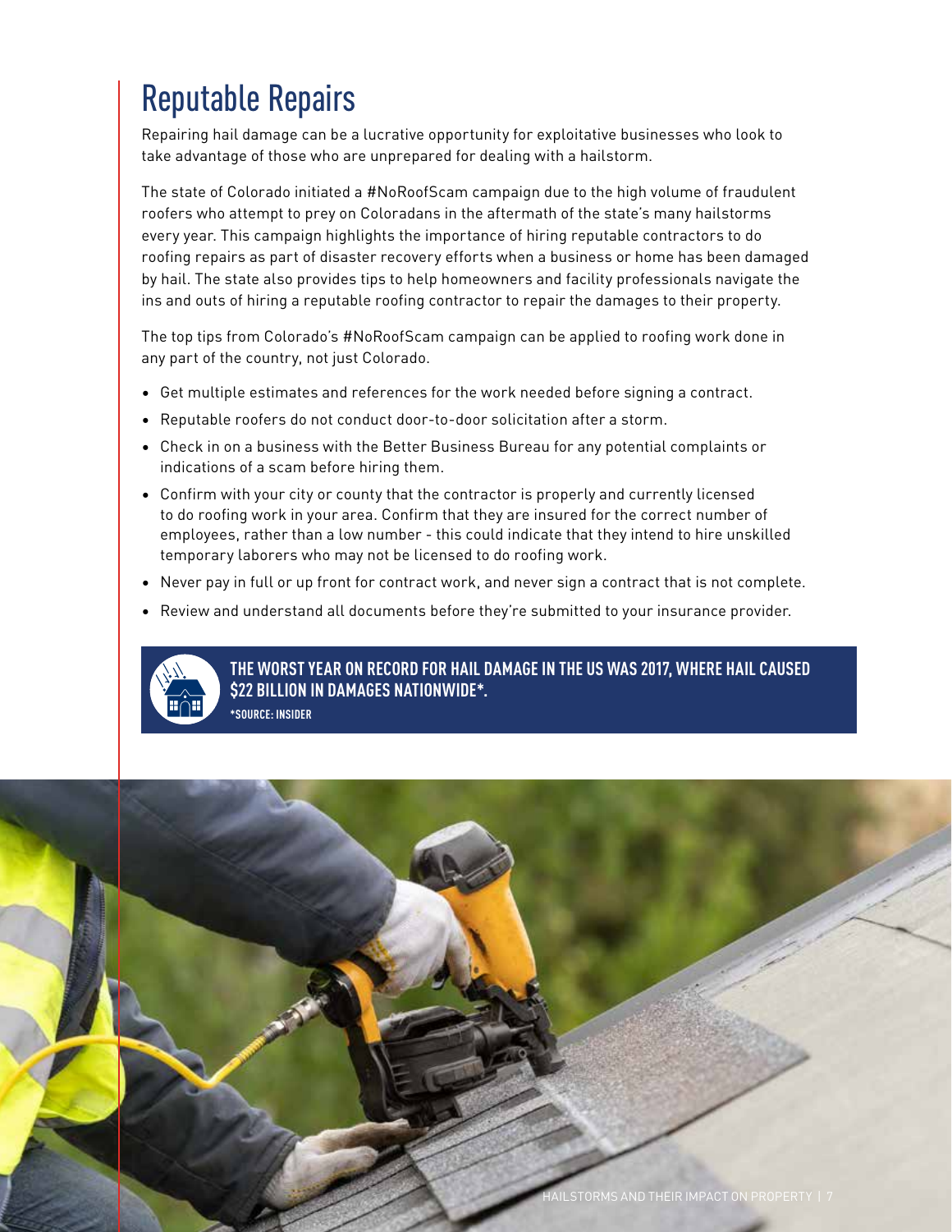# Reputable Repairs

Repairing hail damage can be a lucrative opportunity for exploitative businesses who look to take advantage of those who are unprepared for dealing with a hailstorm.

The state of Colorado initiated a #NoRoofScam campaign due to the high volume of fraudulent roofers who attempt to prey on Coloradans in the aftermath of the state's many hailstorms every year. This campaign highlights the importance of hiring reputable contractors to do roofing repairs as part of disaster recovery efforts when a business or home has been damaged by hail. The state also provides tips to help homeowners and facility professionals navigate the ins and outs of hiring a reputable roofing contractor to repair the damages to their property.

The top tips from Colorado's #NoRoofScam campaign can be applied to roofing work done in any part of the country, not just Colorado.

- Get multiple estimates and references for the work needed before signing a contract.
- Reputable roofers do not conduct door-to-door solicitation after a storm.
- Check in on a business with the Better Business Bureau for any potential complaints or indications of a scam before hiring them.
- Confirm with your city or county that the contractor is properly and currently licensed to do roofing work in your area. Confirm that they are insured for the correct number of employees, rather than a low number - this could indicate that they intend to hire unskilled temporary laborers who may not be licensed to do roofing work.
- Never pay in full or up front for contract work, and never sign a contract that is not complete.
- Review and understand all documents before they're submitted to your insurance provider.

**THE WORST YEAR ON RECORD FOR HAIL DAMAGE IN THE US WAS 2017, WHERE HAIL CAUSED $22 BILLION IN DAMAGES NATIONWIDE*.**

**\*SOURCE: INSIDER**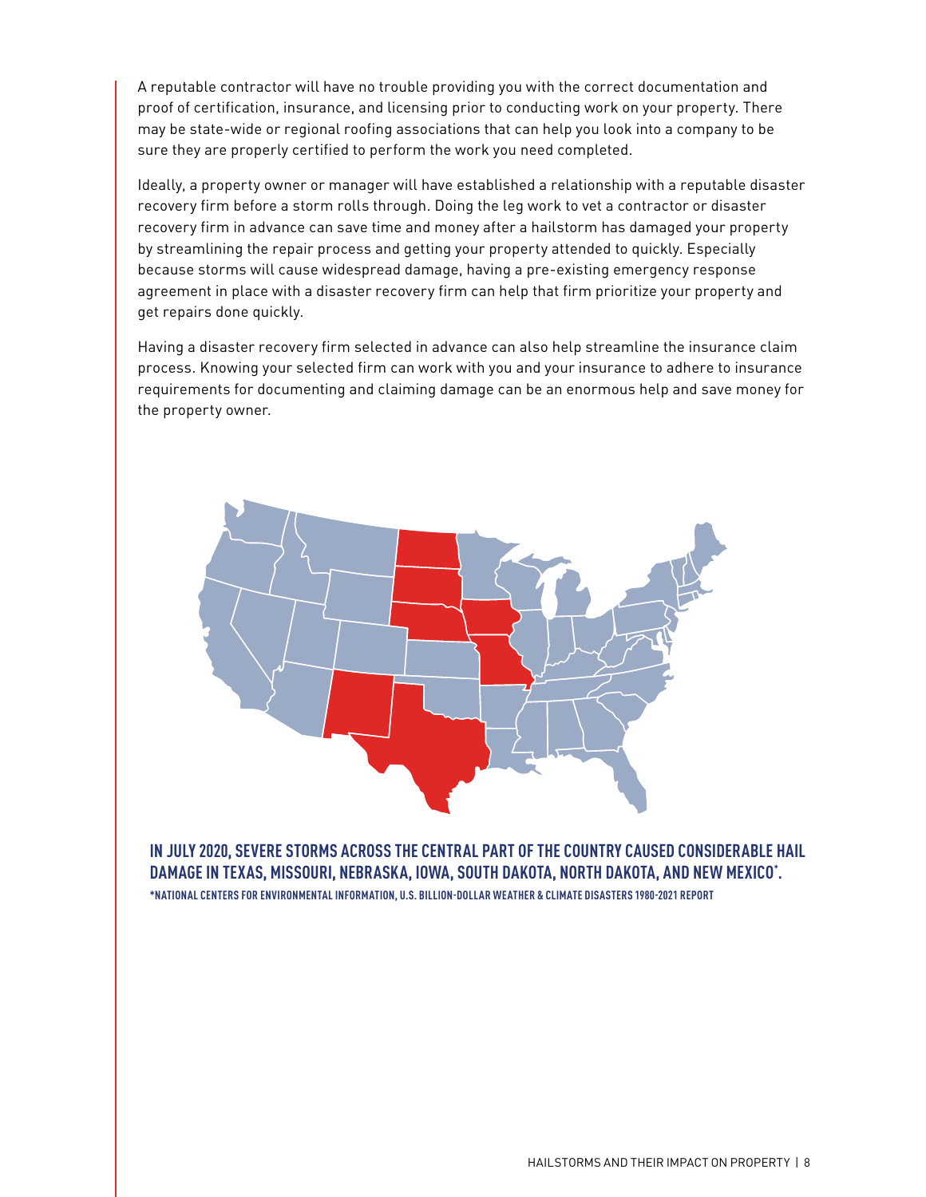A reputable contractor will have no trouble providing you with the correct documentation and proof of certification, insurance, and licensing prior to conducting work on your property. There may be state-wide or regional roofing associations that can help you look into a company to be sure they are properly certified to perform the work you need completed.

Ideally, a property owner or manager will have established a relationship with a reputable disaster recovery firm before a storm rolls through. Doing the leg work to vet a contractor or disaster recovery firm in advance can save time and money after a hailstorm has damaged your property by streamlining the repair process and getting your property attended to quickly. Especially because storms will cause widespread damage, having a pre-existing emergency response agreement in place with a disaster recovery firm can help that firm prioritize your property and get repairs done quickly.

Having a disaster recovery firm selected in advance can also help streamline the insurance claim process. Knowing your selected firm can work with you and your insurance to adhere to insurance requirements for documenting and claiming damage can be an enormous help and save money for the property owner.

**IN JULY 2020, SEVERE STORMS ACROSS THE CENTRAL PART OF THE COUNTRY CAUSED CONSIDERABLE HAIL DAMAGE IN TEXAS, MISSOURI, NEBRASKA, IOWA, SOUTH DAKOTA, NORTH DAKOTA, AND NEW MEXICO*.**

**\*NATIONAL CENTERS FOR ENVIRONMENTAL INFORMATION, U.S. BILLION-DOLLAR WEATHER & CLIMATE DISASTERS 1980-2021 REPORT**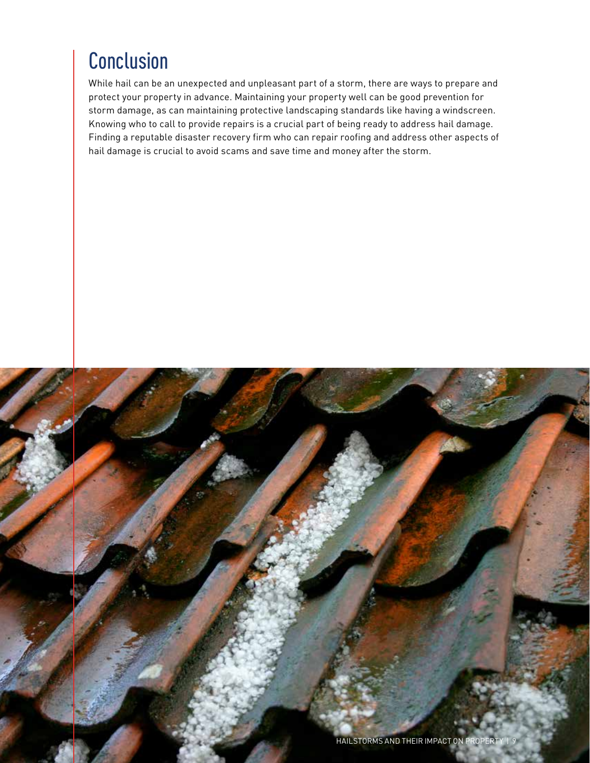## Conclusion

While hail can be an unexpected and unpleasant part of a storm, there are ways to prepare and protect your property in advance. Maintaining your property well can be good prevention for storm damage, as can maintaining protective landscaping standards like having a windscreen. Knowing who to call to provide repairs is a crucial part of being ready to address hail damage. Finding a reputable disaster recovery firm who can repair roofing and address other aspects of hail damage is crucial to avoid scams and save time and money after the storm.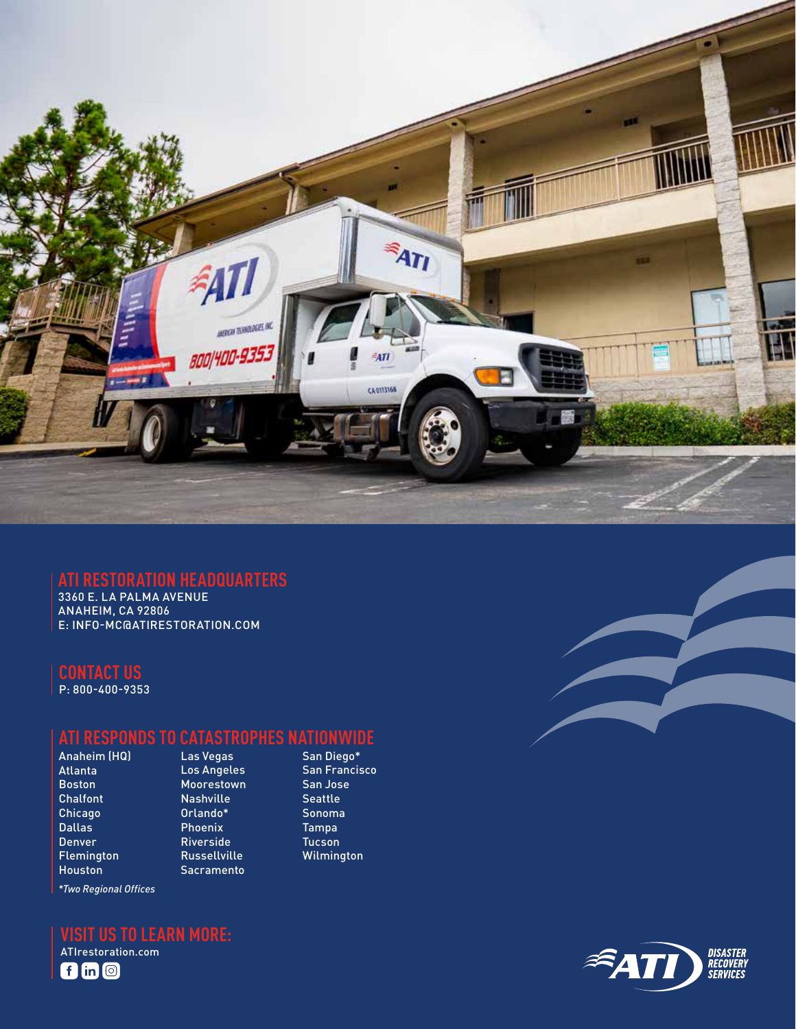## ATI RESTORATION HEADQUARTERS

3360 E. LA PALMA AVENUE
ANAHEIM, CA 92806
E: INFO-MC@ATIRESTORATION.COM

## CONTACT US

P: 800-400-9353

## ATI RESPONDS TO CATASTROPHES NATIONWIDE

- Anaheim (HQ)
- Atlanta
- Boston
- Chalfont
- Chicago
- Dallas
- Denver
- Flemington
- Houston
- Las Vegas
- Los Angeles
- Moorestown
- Nashville
- Orlando*
- Phoenix
- Riverside
- Russellville
- Sacramento
- San Diego*
- San Francisco
- San Jose
- Seattle
- Sonoma
- Tampa
- Tucson
- Wilmington

*\*Two Regional Offices*

## VISIT US TO LEARN MORE:

ATIrestoration.com

ATI DISASTER RECOVERY SERVICES